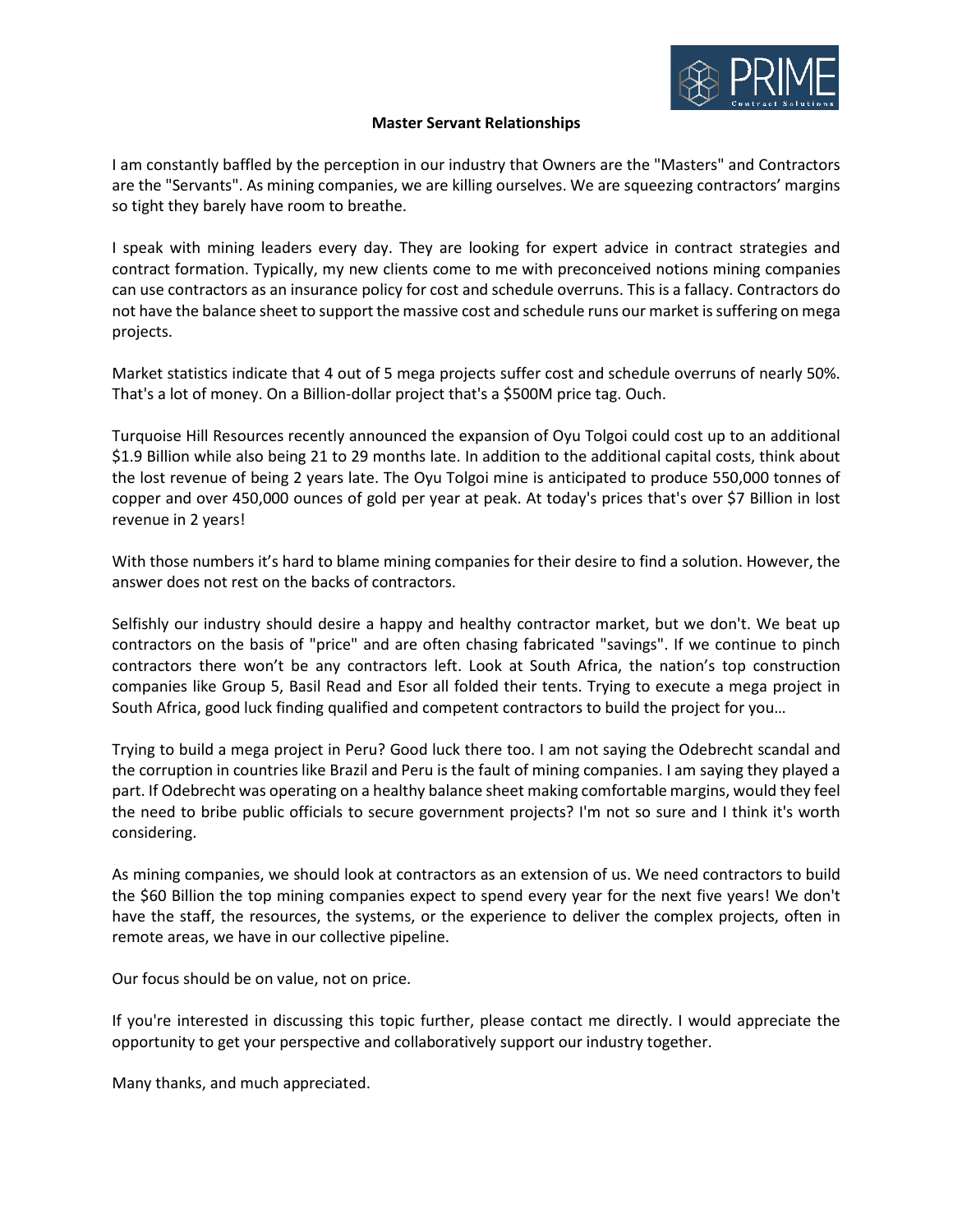# Master Servant Relationships

I am constantly baffled by the perception in our industry that Owners are the "Masters" and Contractors are the "Servants". As mining companies, we are killing ourselves. We are squeezing contractors' margins so tight they barely have room to breathe.

I speak with mining leaders every day. They are looking for expert advice in contract strategies and contract formation. Typically, my new clients come to me with preconceived notions mining companies can use contractors as an insurance policy for cost and schedule overruns. This is a fallacy. Contractors do not have the balance sheet to support the massive cost and schedule runs our market is suffering on mega projects.

Market statistics indicate that 4 out of 5 mega projects suffer cost and schedule overruns of nearly 50%. That's a lot of money. On a Billion-dollar project that's a $500M price tag. Ouch.

Turquoise Hill Resources recently announced the expansion of Oyu Tolgoi could cost up to an additional $1.9 Billion while also being 21 to 29 months late. In addition to the additional capital costs, think about the lost revenue of being 2 years late. The Oyu Tolgoi mine is anticipated to produce 550,000 tonnes of copper and over 450,000 ounces of gold per year at peak. At today's prices that's over $7 Billion in lost revenue in 2 years!

With those numbers it's hard to blame mining companies for their desire to find a solution. However, the answer does not rest on the backs of contractors.

Selfishly our industry should desire a happy and healthy contractor market, but we don't. We beat up contractors on the basis of "price" and are often chasing fabricated "savings". If we continue to pinch contractors there won't be any contractors left. Look at South Africa, the nation's top construction companies like Group 5, Basil Read and Esor all folded their tents. Trying to execute a mega project in South Africa, good luck finding qualified and competent contractors to build the project for you…

Trying to build a mega project in Peru? Good luck there too. I am not saying the Odebrecht scandal and the corruption in countries like Brazil and Peru is the fault of mining companies. I am saying they played a part. If Odebrecht was operating on a healthy balance sheet making comfortable margins, would they feel the need to bribe public officials to secure government projects? I'm not so sure and I think it's worth considering.

As mining companies, we should look at contractors as an extension of us. We need contractors to build the $60 Billion the top mining companies expect to spend every year for the next five years! We don't have the staff, the resources, the systems, or the experience to deliver the complex projects, often in remote areas, we have in our collective pipeline.

Our focus should be on value, not on price.

If you're interested in discussing this topic further, please contact me directly. I would appreciate the opportunity to get your perspective and collaboratively support our industry together.

Many thanks, and much appreciated.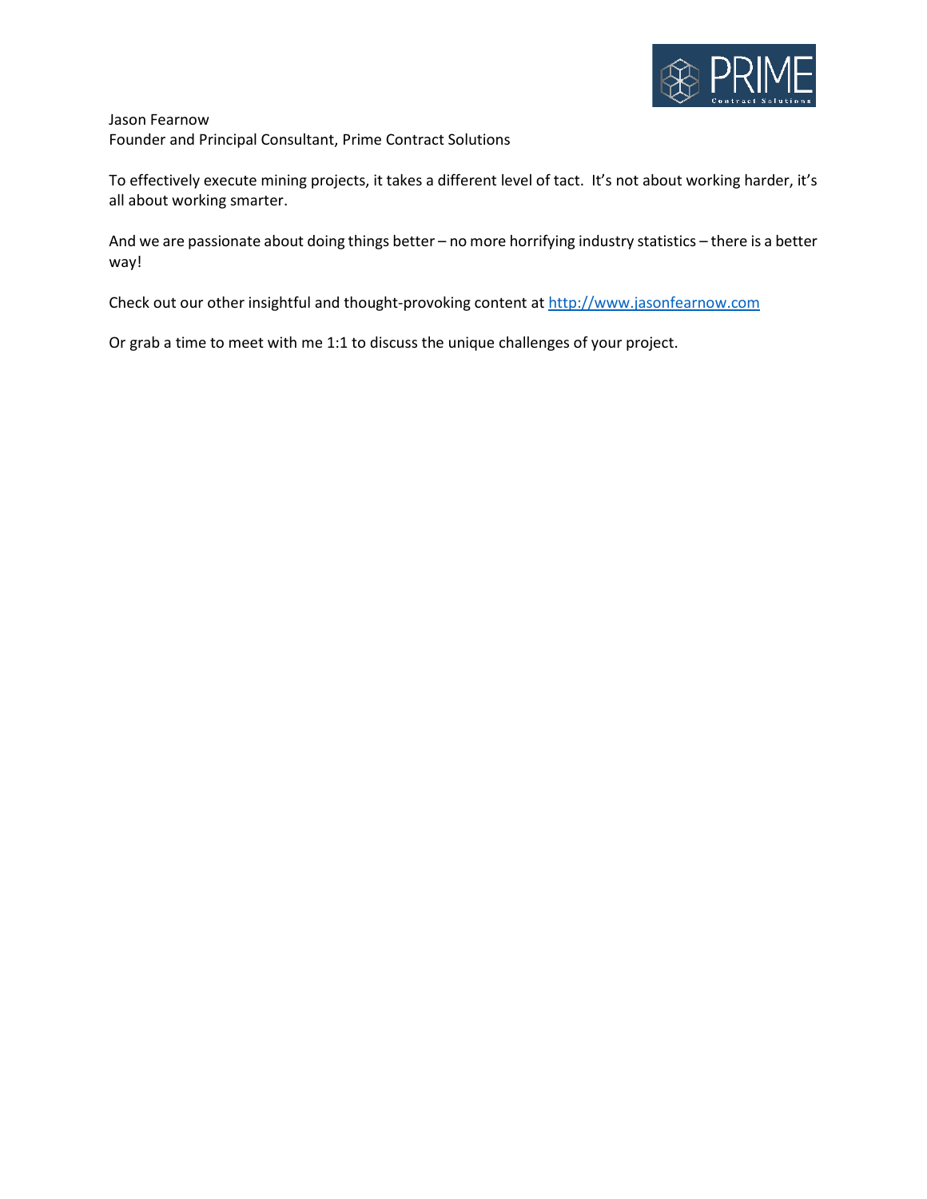Jason Fearnow
Founder and Principal Consultant, Prime Contract Solutions

To effectively execute mining projects, it takes a different level of tact. It's not about working harder, it's all about working smarter.

And we are passionate about doing things better – no more horrifying industry statistics – there is a better way!

Check out our other insightful and thought-provoking content at [http://www.jasonfearnow.com](http://www.jasonfearnow.com)

Or grab a time to meet with me 1:1 to discuss the unique challenges of your project.